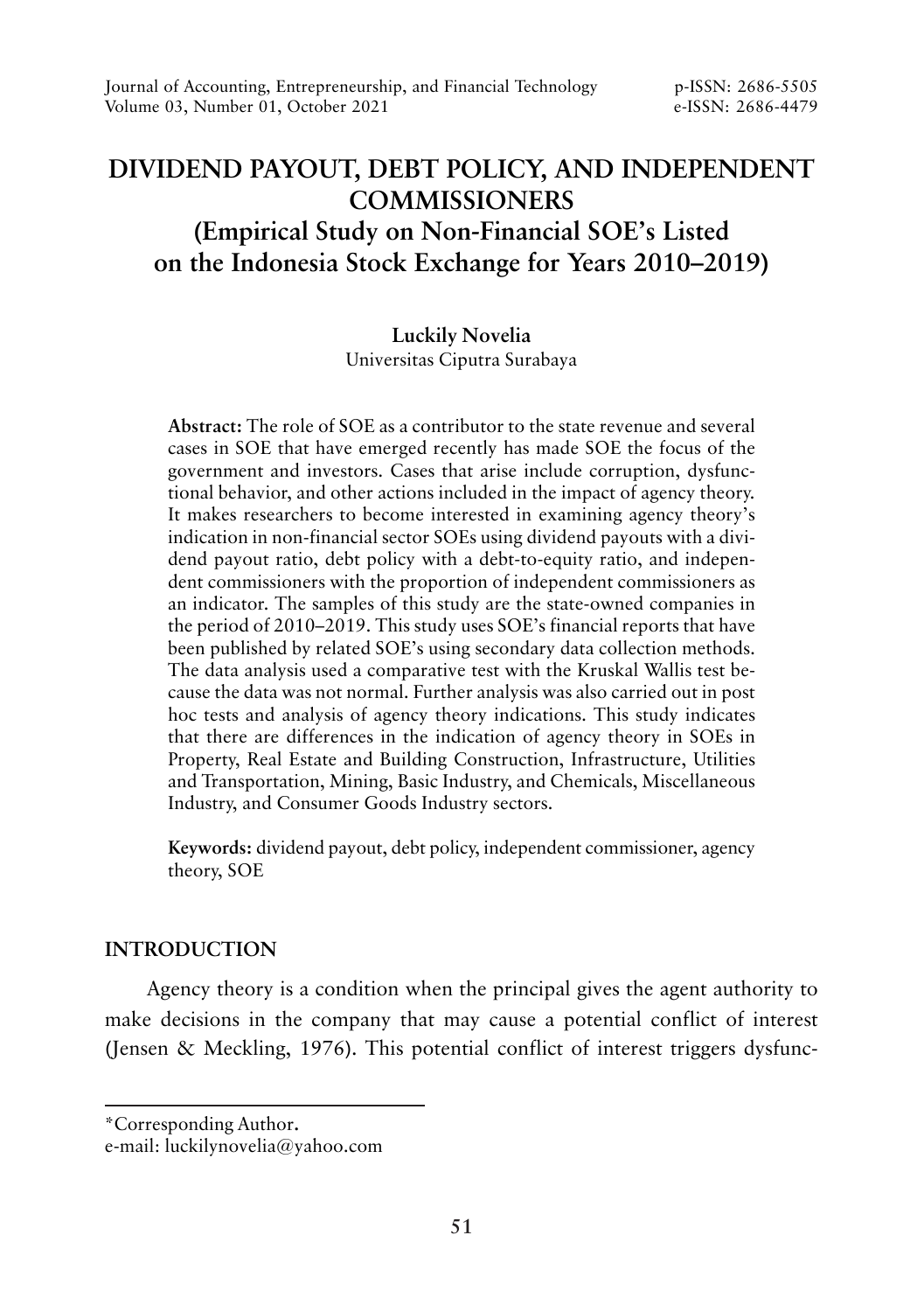# DIVIDEND PAYOUT, DEBT POLICY, AND INDEPENDENT COMMISSIONERS

## (Empirical Study on Non-Financial SOE's Listed on the Indonesia Stock Exchange for Years 2010–2019)

**Luckily Novelia**
Universitas Ciputra Surabaya

**Abstract:** The role of SOE as a contributor to the state revenue and several cases in SOE that have emerged recently has made SOE the focus of the government and investors. Cases that arise include corruption, dysfunctional behavior, and other actions included in the impact of agency theory. It makes researchers to become interested in examining agency theory's indication in non-financial sector SOEs using dividend payouts with a dividend payout ratio, debt policy with a debt-to-equity ratio, and independent commissioners with the proportion of independent commissioners as an indicator. The samples of this study are the state-owned companies in the period of 2010–2019. This study uses SOE's financial reports that have been published by related SOE's using secondary data collection methods. The data analysis used a comparative test with the Kruskal Wallis test because the data was not normal. Further analysis was also carried out in post hoc tests and analysis of agency theory indications. This study indicates that there are differences in the indication of agency theory in SOEs in Property, Real Estate and Building Construction, Infrastructure, Utilities and Transportation, Mining, Basic Industry, and Chemicals, Miscellaneous Industry, and Consumer Goods Industry sectors.

**Keywords:** dividend payout, debt policy, independent commissioner, agency theory, SOE

## INTRODUCTION

Agency theory is a condition when the principal gives the agent authority to make decisions in the company that may cause a potential conflict of interest (Jensen & Meckling, 1976). This potential conflict of interest triggers dysfunc-

*Corresponding Author.
e-mail: luckilynovelia@yahoo.com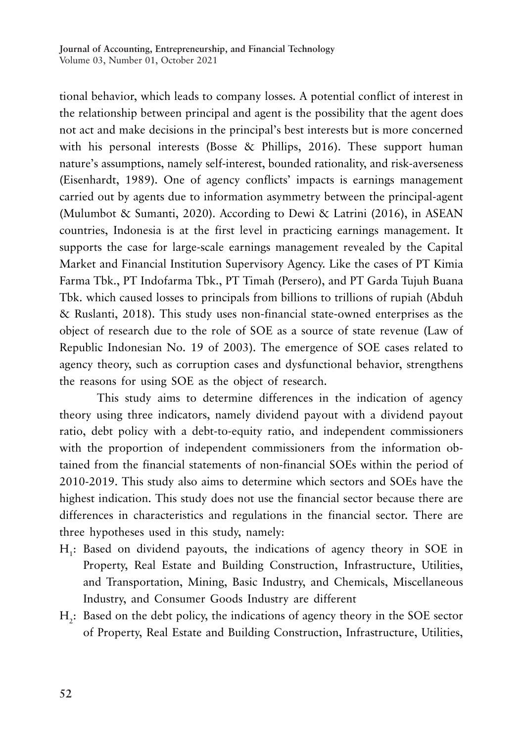tional behavior, which leads to company losses. A potential conflict of interest in the relationship between principal and agent is the possibility that the agent does not act and make decisions in the principal's best interests but is more concerned with his personal interests (Bosse & Phillips, 2016). These support human nature's assumptions, namely self-interest, bounded rationality, and risk-averseness (Eisenhardt, 1989). One of agency conflicts' impacts is earnings management carried out by agents due to information asymmetry between the principal-agent (Mulumbot & Sumanti, 2020). According to Dewi & Latrini (2016), in ASEAN countries, Indonesia is at the first level in practicing earnings management. It supports the case for large-scale earnings management revealed by the Capital Market and Financial Institution Supervisory Agency. Like the cases of PT Kimia Farma Tbk., PT Indofarma Tbk., PT Timah (Persero), and PT Garda Tujuh Buana Tbk. which caused losses to principals from billions to trillions of rupiah (Abduh & Ruslanti, 2018). This study uses non-financial state-owned enterprises as the object of research due to the role of SOE as a source of state revenue (Law of Republic Indonesian No. 19 of 2003). The emergence of SOE cases related to agency theory, such as corruption cases and dysfunctional behavior, strengthens the reasons for using SOE as the object of research.

This study aims to determine differences in the indication of agency theory using three indicators, namely dividend payout with a dividend payout ratio, debt policy with a debt-to-equity ratio, and independent commissioners with the proportion of independent commissioners from the information obtained from the financial statements of non-financial SOEs within the period of 2010-2019. This study also aims to determine which sectors and SOEs have the highest indication. This study does not use the financial sector because there are differences in characteristics and regulations in the financial sector. There are three hypotheses used in this study, namely:

- $H_1$: Based on dividend payouts, the indications of agency theory in SOE in Property, Real Estate and Building Construction, Infrastructure, Utilities, and Transportation, Mining, Basic Industry, and Chemicals, Miscellaneous Industry, and Consumer Goods Industry are different
- $H_2$: Based on the debt policy, the indications of agency theory in the SOE sector of Property, Real Estate and Building Construction, Infrastructure, Utilities,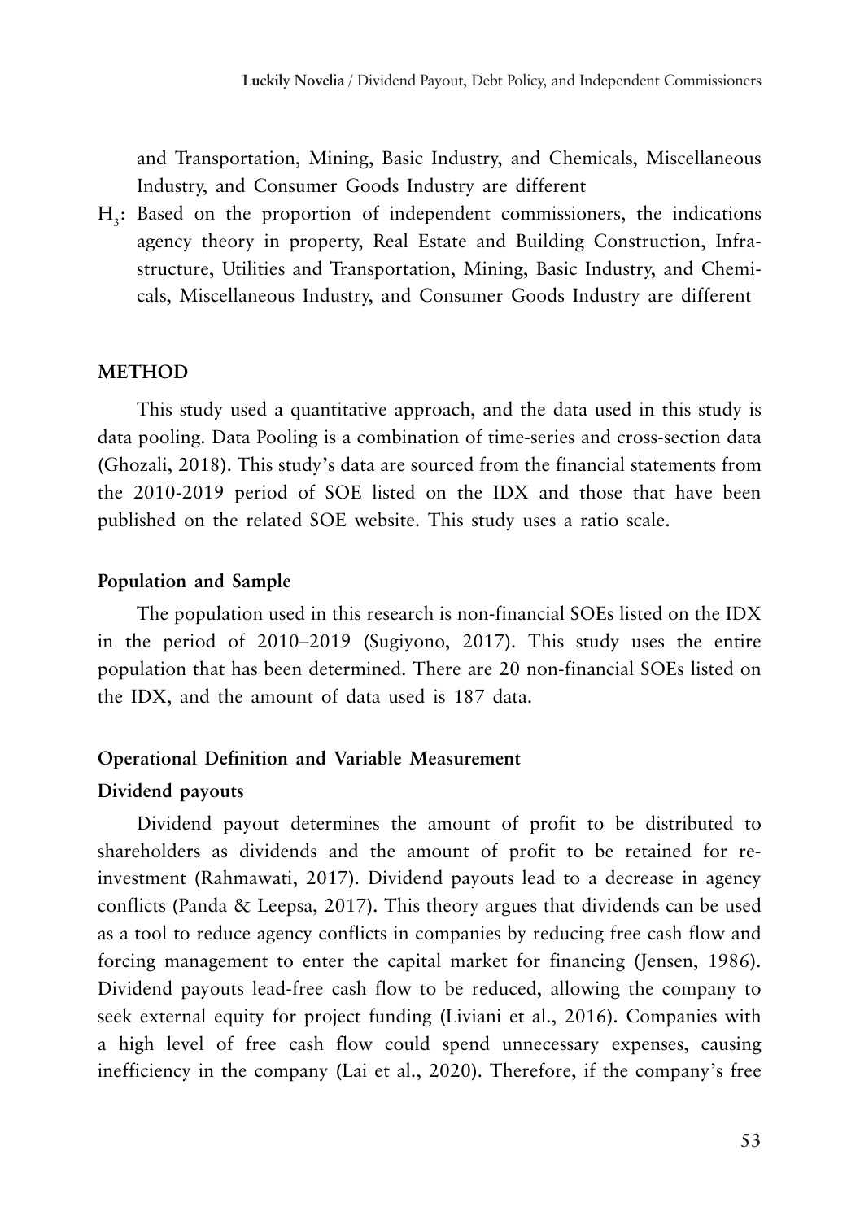and Transportation, Mining, Basic Industry, and Chemicals, Miscellaneous Industry, and Consumer Goods Industry are different

$H_3$: Based on the proportion of independent commissioners, the indications agency theory in property, Real Estate and Building Construction, Infrastructure, Utilities and Transportation, Mining, Basic Industry, and Chemicals, Miscellaneous Industry, and Consumer Goods Industry are different

## METHOD

This study used a quantitative approach, and the data used in this study is data pooling. Data Pooling is a combination of time-series and cross-section data (Ghozali, 2018). This study's data are sourced from the financial statements from the 2010-2019 period of SOE listed on the IDX and those that have been published on the related SOE website. This study uses a ratio scale.

### Population and Sample

The population used in this research is non-financial SOEs listed on the IDX in the period of 2010–2019 (Sugiyono, 2017). This study uses the entire population that has been determined. There are 20 non-financial SOEs listed on the IDX, and the amount of data used is 187 data.

### Operational Definition and Variable Measurement

#### Dividend payouts

Dividend payout determines the amount of profit to be distributed to shareholders as dividends and the amount of profit to be retained for re-investment (Rahmawati, 2017). Dividend payouts lead to a decrease in agency conflicts (Panda & Leepsa, 2017). This theory argues that dividends can be used as a tool to reduce agency conflicts in companies by reducing free cash flow and forcing management to enter the capital market for financing (Jensen, 1986). Dividend payouts lead-free cash flow to be reduced, allowing the company to seek external equity for project funding (Liviani et al., 2016). Companies with a high level of free cash flow could spend unnecessary expenses, causing inefficiency in the company (Lai et al., 2020). Therefore, if the company's free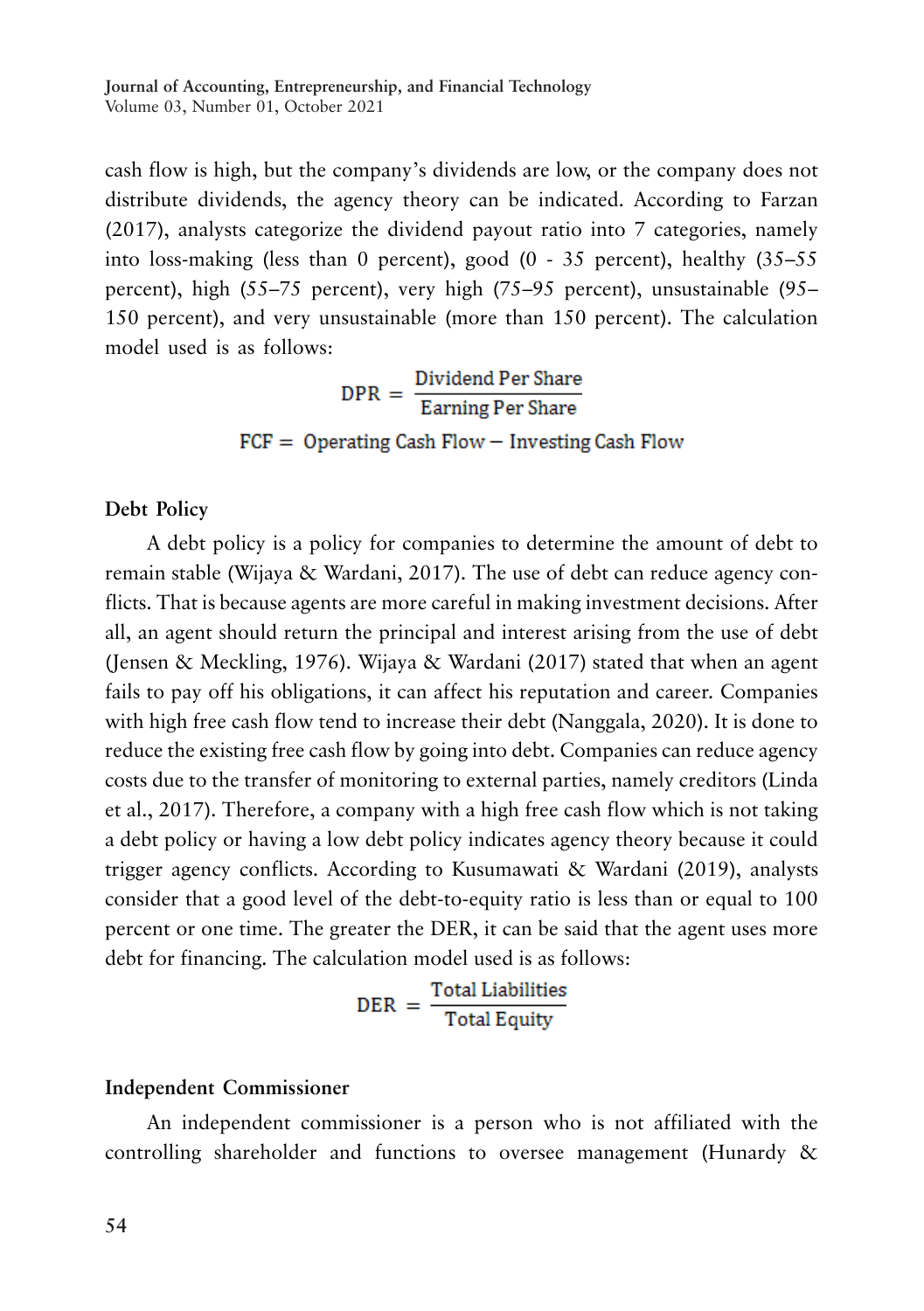cash flow is high, but the company's dividends are low, or the company does not distribute dividends, the agency theory can be indicated. According to Farzan (2017), analysts categorize the dividend payout ratio into 7 categories, namely into loss-making (less than 0 percent), good (0 - 35 percent), healthy (35–55 percent), high (55–75 percent), very high (75–95 percent), unsustainable (95–150 percent), and very unsustainable (more than 150 percent). The calculation model used is as follows:

$$\text{DPR} = \frac{\text{Dividend Per Share}}{\text{Earning Per Share}}$$

$$\text{FCF} = \text{Operating Cash Flow} - \text{Investing Cash Flow}$$

### Debt Policy

A debt policy is a policy for companies to determine the amount of debt to remain stable (Wijaya & Wardani, 2017). The use of debt can reduce agency conflicts. That is because agents are more careful in making investment decisions. After all, an agent should return the principal and interest arising from the use of debt (Jensen & Meckling, 1976). Wijaya & Wardani (2017) stated that when an agent fails to pay off his obligations, it can affect his reputation and career. Companies with high free cash flow tend to increase their debt (Nanggala, 2020). It is done to reduce the existing free cash flow by going into debt. Companies can reduce agency costs due to the transfer of monitoring to external parties, namely creditors (Linda et al., 2017). Therefore, a company with a high free cash flow which is not taking a debt policy or having a low debt policy indicates agency theory because it could trigger agency conflicts. According to Kusumawati & Wardani (2019), analysts consider that a good level of the debt-to-equity ratio is less than or equal to 100 percent or one time. The greater the DER, it can be said that the agent uses more debt for financing. The calculation model used is as follows:

$$\text{DER} = \frac{\text{Total Liabilities}}{\text{Total Equity}}$$

### Independent Commissioner

An independent commissioner is a person who is not affiliated with the controlling shareholder and functions to oversee management (Hunardy &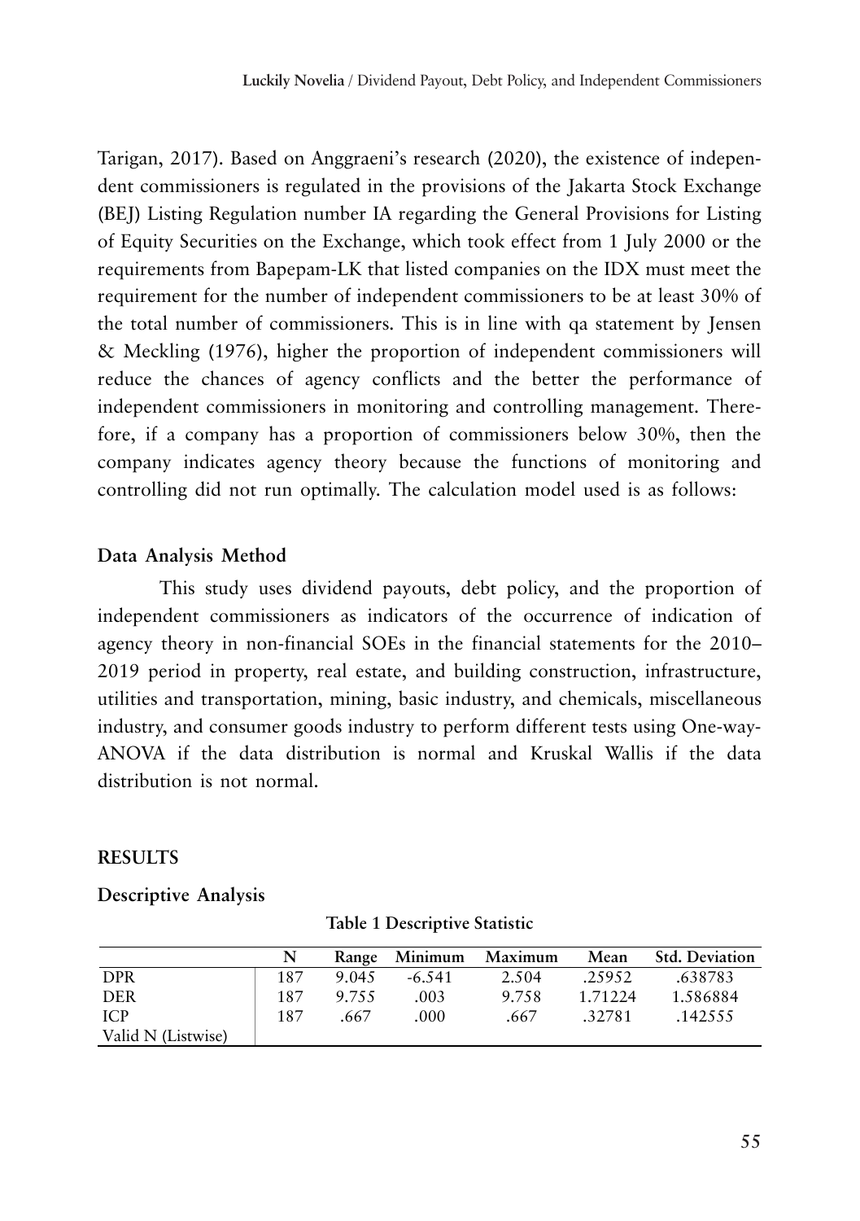Tarigan, 2017). Based on Anggraeni's research (2020), the existence of independent commissioners is regulated in the provisions of the Jakarta Stock Exchange (BEJ) Listing Regulation number IA regarding the General Provisions for Listing of Equity Securities on the Exchange, which took effect from 1 July 2000 or the requirements from Bapepam-LK that listed companies on the IDX must meet the requirement for the number of independent commissioners to be at least 30% of the total number of commissioners. This is in line with qa statement by Jensen & Meckling (1976), higher the proportion of independent commissioners will reduce the chances of agency conflicts and the better the performance of independent commissioners in monitoring and controlling management. Therefore, if a company has a proportion of commissioners below 30%, then the company indicates agency theory because the functions of monitoring and controlling did not run optimally. The calculation model used is as follows:

### Data Analysis Method

This study uses dividend payouts, debt policy, and the proportion of independent commissioners as indicators of the occurrence of indication of agency theory in non-financial SOEs in the financial statements for the 2010–2019 period in property, real estate, and building construction, infrastructure, utilities and transportation, mining, basic industry, and chemicals, miscellaneous industry, and consumer goods industry to perform different tests using One-way-ANOVA if the data distribution is normal and Kruskal Wallis if the data distribution is not normal.

## RESULTS

### Descriptive Analysis

**Table 1 Descriptive Statistic**

| | N | Range | Minimum | Maximum | Mean | Std. Deviation |
|---|---|---|---|---|---|---|
| DPR | 187 | 9.045 | -6.541 | 2.504 | .25952 | .638783 |
| DER | 187 | 9.755 | .003 | 9.758 | 1.71224 | 1.586884 |
| ICP | 187 | .667 | .000 | .667 | .32781 | .142555 |
| Valid N (Listwise) | | | | | | |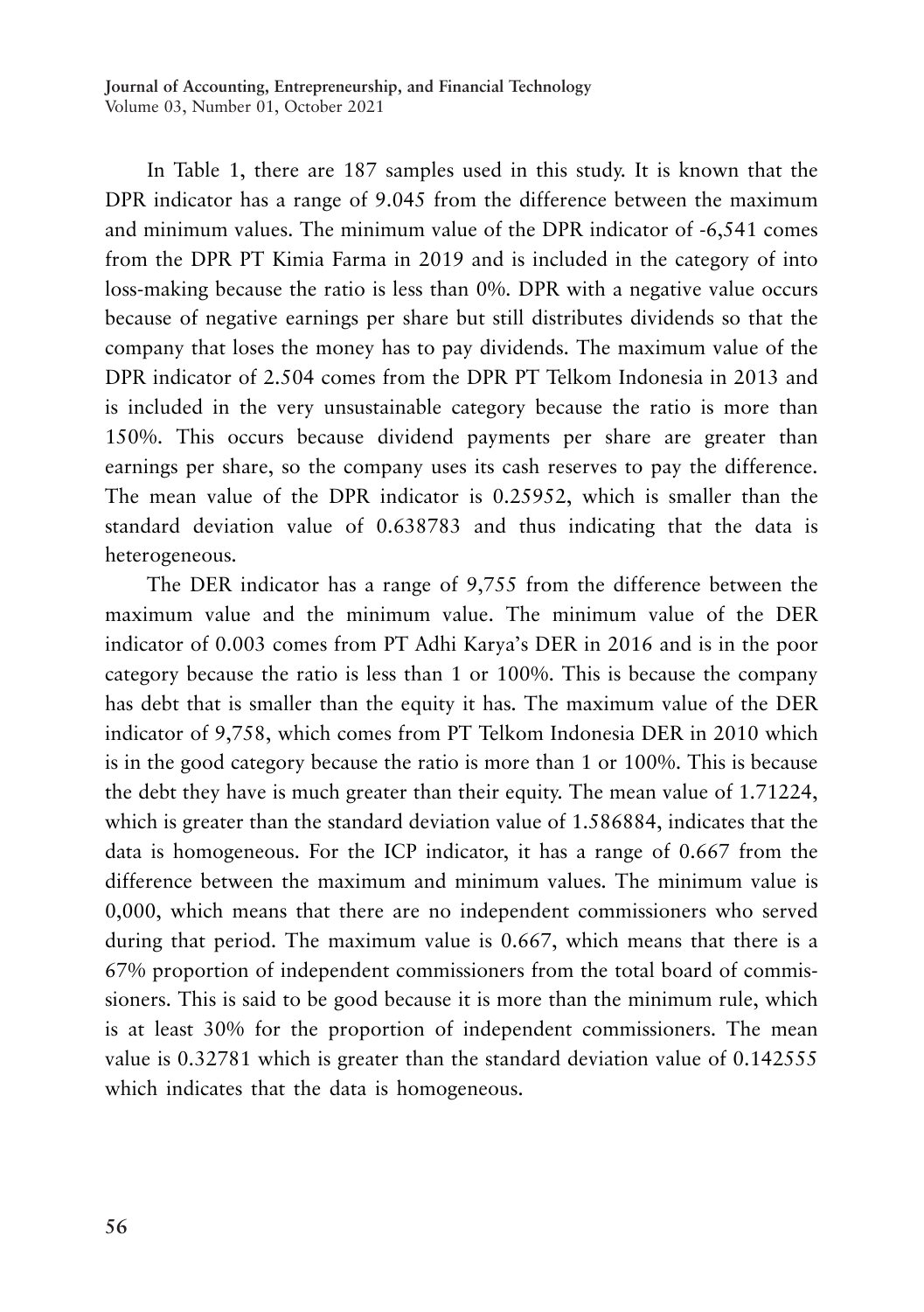In Table 1, there are 187 samples used in this study. It is known that the DPR indicator has a range of 9.045 from the difference between the maximum and minimum values. The minimum value of the DPR indicator of -6,541 comes from the DPR PT Kimia Farma in 2019 and is included in the category of into loss-making because the ratio is less than 0%. DPR with a negative value occurs because of negative earnings per share but still distributes dividends so that the company that loses the money has to pay dividends. The maximum value of the DPR indicator of 2.504 comes from the DPR PT Telkom Indonesia in 2013 and is included in the very unsustainable category because the ratio is more than 150%. This occurs because dividend payments per share are greater than earnings per share, so the company uses its cash reserves to pay the difference. The mean value of the DPR indicator is 0.25952, which is smaller than the standard deviation value of 0.638783 and thus indicating that the data is heterogeneous.

The DER indicator has a range of 9,755 from the difference between the maximum value and the minimum value. The minimum value of the DER indicator of 0.003 comes from PT Adhi Karya's DER in 2016 and is in the poor category because the ratio is less than 1 or 100%. This is because the company has debt that is smaller than the equity it has. The maximum value of the DER indicator of 9,758, which comes from PT Telkom Indonesia DER in 2010 which is in the good category because the ratio is more than 1 or 100%. This is because the debt they have is much greater than their equity. The mean value of 1.71224, which is greater than the standard deviation value of 1.586884, indicates that the data is homogeneous. For the ICP indicator, it has a range of 0.667 from the difference between the maximum and minimum values. The minimum value is 0,000, which means that there are no independent commissioners who served during that period. The maximum value is 0.667, which means that there is a 67% proportion of independent commissioners from the total board of commissioners. This is said to be good because it is more than the minimum rule, which is at least 30% for the proportion of independent commissioners. The mean value is 0.32781 which is greater than the standard deviation value of 0.142555 which indicates that the data is homogeneous.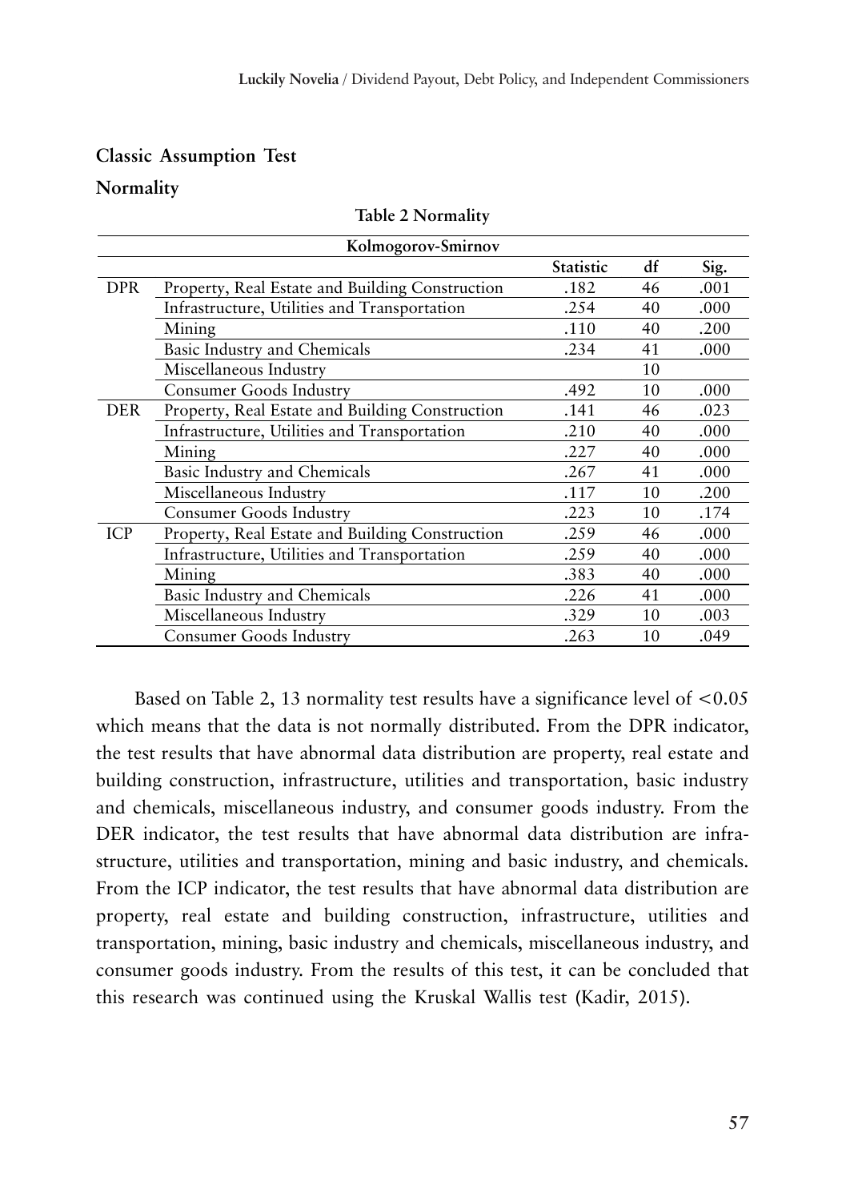## Classic Assumption Test

### Normality

**Table 2 Normality**

| Kolmogorov-Smirnov | | | | |
|---|---|---|---|---|
| | | Statistic | df | Sig. |
| DPR | Property, Real Estate and Building Construction | .182 | 46 | .001 |
| | Infrastructure, Utilities and Transportation | .254 | 40 | .000 |
| | Mining | .110 | 40 | .200 |
| | Basic Industry and Chemicals | .234 | 41 | .000 |
| | Miscellaneous Industry | | 10 | |
| | Consumer Goods Industry | .492 | 10 | .000 |
| DER | Property, Real Estate and Building Construction | .141 | 46 | .023 |
| | Infrastructure, Utilities and Transportation | .210 | 40 | .000 |
| | Mining | .227 | 40 | .000 |
| | Basic Industry and Chemicals | .267 | 41 | .000 |
| | Miscellaneous Industry | .117 | 10 | .200 |
| | Consumer Goods Industry | .223 | 10 | .174 |
| ICP | Property, Real Estate and Building Construction | .259 | 46 | .000 |
| | Infrastructure, Utilities and Transportation | .259 | 40 | .000 |
| | Mining | .383 | 40 | .000 |
| | Basic Industry and Chemicals | .226 | 41 | .000 |
| | Miscellaneous Industry | .329 | 10 | .003 |
| | Consumer Goods Industry | .263 | 10 | .049 |

Based on Table 2, 13 normality test results have a significance level of <0.05 which means that the data is not normally distributed. From the DPR indicator, the test results that have abnormal data distribution are property, real estate and building construction, infrastructure, utilities and transportation, basic industry and chemicals, miscellaneous industry, and consumer goods industry. From the DER indicator, the test results that have abnormal data distribution are infrastructure, utilities and transportation, mining and basic industry, and chemicals. From the ICP indicator, the test results that have abnormal data distribution are property, real estate and building construction, infrastructure, utilities and transportation, mining, basic industry and chemicals, miscellaneous industry, and consumer goods industry. From the results of this test, it can be concluded that this research was continued using the Kruskal Wallis test (Kadir, 2015).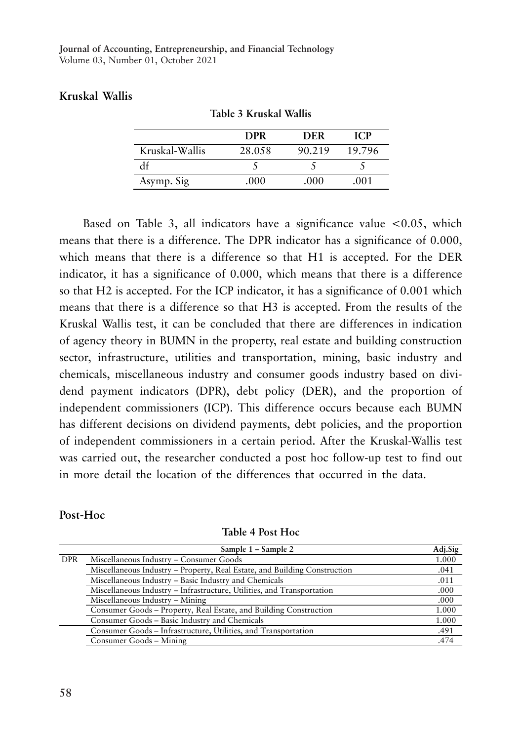## Kruskal Wallis

**Table 3 Kruskal Wallis**

| | DPR | DER | ICP |
|---|---|---|---|
| Kruskal-Wallis | 28.058 | 90.219 | 19.796 |
| df | 5 | 5 | 5 |
| Asymp. Sig | .000 | .000 | .001 |

Based on Table 3, all indicators have a significance value <0.05, which means that there is a difference. The DPR indicator has a significance of 0.000, which means that there is a difference so that H1 is accepted. For the DER indicator, it has a significance of 0.000, which means that there is a difference so that H2 is accepted. For the ICP indicator, it has a significance of 0.001 which means that there is a difference so that H3 is accepted. From the results of the Kruskal Wallis test, it can be concluded that there are differences in indication of agency theory in BUMN in the property, real estate and building construction sector, infrastructure, utilities and transportation, mining, basic industry and chemicals, miscellaneous industry and consumer goods industry based on dividend payment indicators (DPR), debt policy (DER), and the proportion of independent commissioners (ICP). This difference occurs because each BUMN has different decisions on dividend payments, debt policies, and the proportion of independent commissioners in a certain period. After the Kruskal-Wallis test was carried out, the researcher conducted a post hoc follow-up test to find out in more detail the location of the differences that occurred in the data.

## Post-Hoc

**Table 4 Post Hoc**

| | Sample 1 – Sample 2 | Adj.Sig |
|---|---|---|
| DPR | Miscellaneous Industry – Consumer Goods | 1.000 |
| | Miscellaneous Industry – Property, Real Estate, and Building Construction | .041 |
| | Miscellaneous Industry – Basic Industry and Chemicals | .011 |
| | Miscellaneous Industry – Infrastructure, Utilities, and Transportation | .000 |
| | Miscellaneous Industry – Mining | .000 |
| | Consumer Goods – Property, Real Estate, and Building Construction | 1.000 |
| | Consumer Goods – Basic Industry and Chemicals | 1.000 |
| | Consumer Goods – Infrastructure, Utilities, and Transportation | .491 |
| | Consumer Goods – Mining | .474 |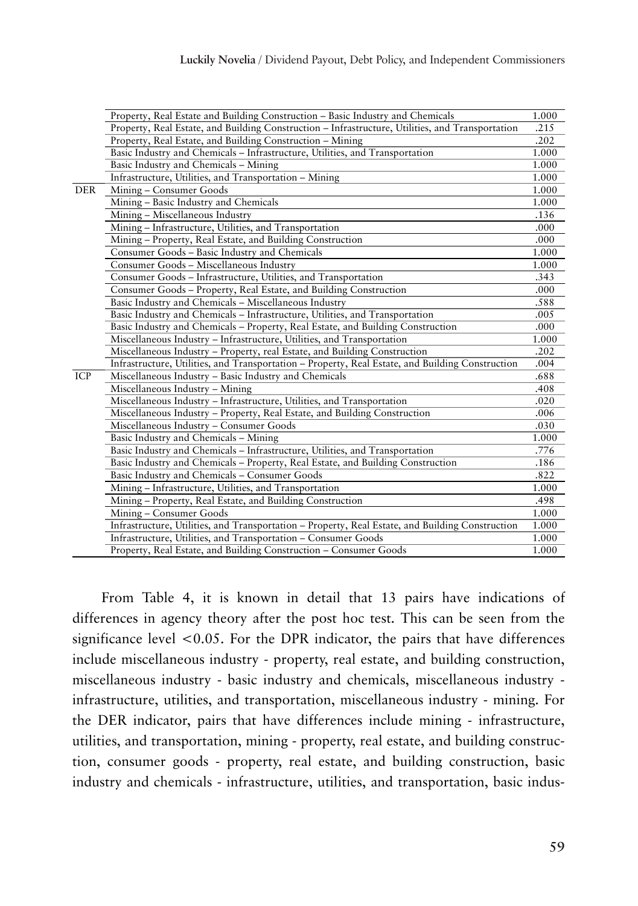| | | |
|---|---|---|
| | Property, Real Estate and Building Construction – Basic Industry and Chemicals | 1.000 |
| | Property, Real Estate, and Building Construction – Infrastructure, Utilities, and Transportation | .215 |
| | Property, Real Estate, and Building Construction – Mining | .202 |
| | Basic Industry and Chemicals – Infrastructure, Utilities, and Transportation | 1.000 |
| | Basic Industry and Chemicals – Mining | 1.000 |
| | Infrastructure, Utilities, and Transportation – Mining | 1.000 |
| DER | Mining – Consumer Goods | 1.000 |
| | Mining – Basic Industry and Chemicals | 1.000 |
| | Mining – Miscellaneous Industry | .136 |
| | Mining – Infrastructure, Utilities, and Transportation | .000 |
| | Mining – Property, Real Estate, and Building Construction | .000 |
| | Consumer Goods – Basic Industry and Chemicals | 1.000 |
| | Consumer Goods – Miscellaneous Industry | 1.000 |
| | Consumer Goods – Infrastructure, Utilities, and Transportation | .343 |
| | Consumer Goods – Property, Real Estate, and Building Construction | .000 |
| | Basic Industry and Chemicals – Miscellaneous Industry | .588 |
| | Basic Industry and Chemicals – Infrastructure, Utilities, and Transportation | .005 |
| | Basic Industry and Chemicals – Property, Real Estate, and Building Construction | .000 |
| | Miscellaneous Industry – Infrastructure, Utilities, and Transportation | 1.000 |
| | Miscellaneous Industry – Property, real Estate, and Building Construction | .202 |
| | Infrastructure, Utilities, and Transportation – Property, Real Estate, and Building Construction | .004 |
| ICP | Miscellaneous Industry – Basic Industry and Chemicals | .688 |
| | Miscellaneous Industry – Mining | .408 |
| | Miscellaneous Industry – Infrastructure, Utilities, and Transportation | .020 |
| | Miscellaneous Industry – Property, Real Estate, and Building Construction | .006 |
| | Miscellaneous Industry – Consumer Goods | .030 |
| | Basic Industry and Chemicals – Mining | 1.000 |
| | Basic Industry and Chemicals – Infrastructure, Utilities, and Transportation | .776 |
| | Basic Industry and Chemicals – Property, Real Estate, and Building Construction | .186 |
| | Basic Industry and Chemicals – Consumer Goods | .822 |
| | Mining – Infrastructure, Utilities, and Transportation | 1.000 |
| | Mining – Property, Real Estate, and Building Construction | .498 |
| | Mining – Consumer Goods | 1.000 |
| | Infrastructure, Utilities, and Transportation – Property, Real Estate, and Building Construction | 1.000 |
| | Infrastructure, Utilities, and Transportation – Consumer Goods | 1.000 |
| | Property, Real Estate, and Building Construction – Consumer Goods | 1.000 |

From Table 4, it is known in detail that 13 pairs have indications of differences in agency theory after the post hoc test. This can be seen from the significance level $<0.05$. For the DPR indicator, the pairs that have differences include miscellaneous industry - property, real estate, and building construction, miscellaneous industry - basic industry and chemicals, miscellaneous industry - infrastructure, utilities, and transportation, miscellaneous industry - mining. For the DER indicator, pairs that have differences include mining - infrastructure, utilities, and transportation, mining - property, real estate, and building construction, consumer goods - property, real estate, and building construction, basic industry and chemicals - infrastructure, utilities, and transportation, basic indus-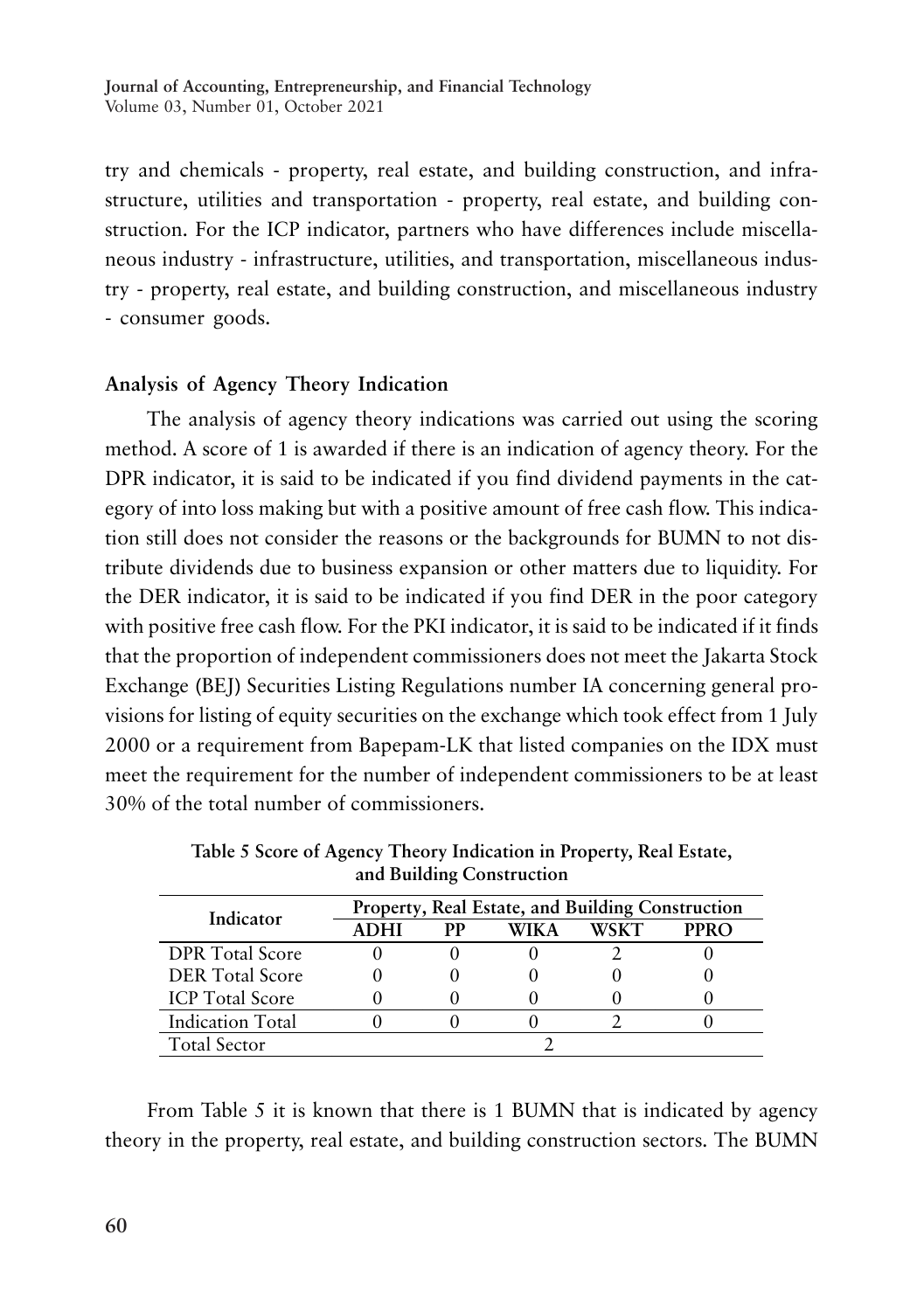try and chemicals - property, real estate, and building construction, and infrastructure, utilities and transportation - property, real estate, and building construction. For the ICP indicator, partners who have differences include miscellaneous industry - infrastructure, utilities, and transportation, miscellaneous industry - property, real estate, and building construction, and miscellaneous industry - consumer goods.

### Analysis of Agency Theory Indication

The analysis of agency theory indications was carried out using the scoring method. A score of 1 is awarded if there is an indication of agency theory. For the DPR indicator, it is said to be indicated if you find dividend payments in the category of into loss making but with a positive amount of free cash flow. This indication still does not consider the reasons or the backgrounds for BUMN to not distribute dividends due to business expansion or other matters due to liquidity. For the DER indicator, it is said to be indicated if you find DER in the poor category with positive free cash flow. For the PKI indicator, it is said to be indicated if it finds that the proportion of independent commissioners does not meet the Jakarta Stock Exchange (BEJ) Securities Listing Regulations number IA concerning general provisions for listing of equity securities on the exchange which took effect from 1 July 2000 or a requirement from Bapepam-LK that listed companies on the IDX must meet the requirement for the number of independent commissioners to be at least 30% of the total number of commissioners.

**Table 5 Score of Agency Theory Indication in Property, Real Estate, and Building Construction**

| Indicator | Property, Real Estate, and Building Construction | | | | |
|---|---|---|---|---|---|
| | ADHI | PP | WIKA | WSKT | PPRO |
| DPR Total Score | 0 | 0 | 0 | 2 | 0 |
| DER Total Score | 0 | 0 | 0 | 0 | 0 |
| ICP Total Score | 0 | 0 | 0 | 0 | 0 |
| Indication Total | 0 | 0 | 0 | 2 | 0 |
| Total Sector | 2 | | | | |

From Table 5 it is known that there is 1 BUMN that is indicated by agency theory in the property, real estate, and building construction sectors. The BUMN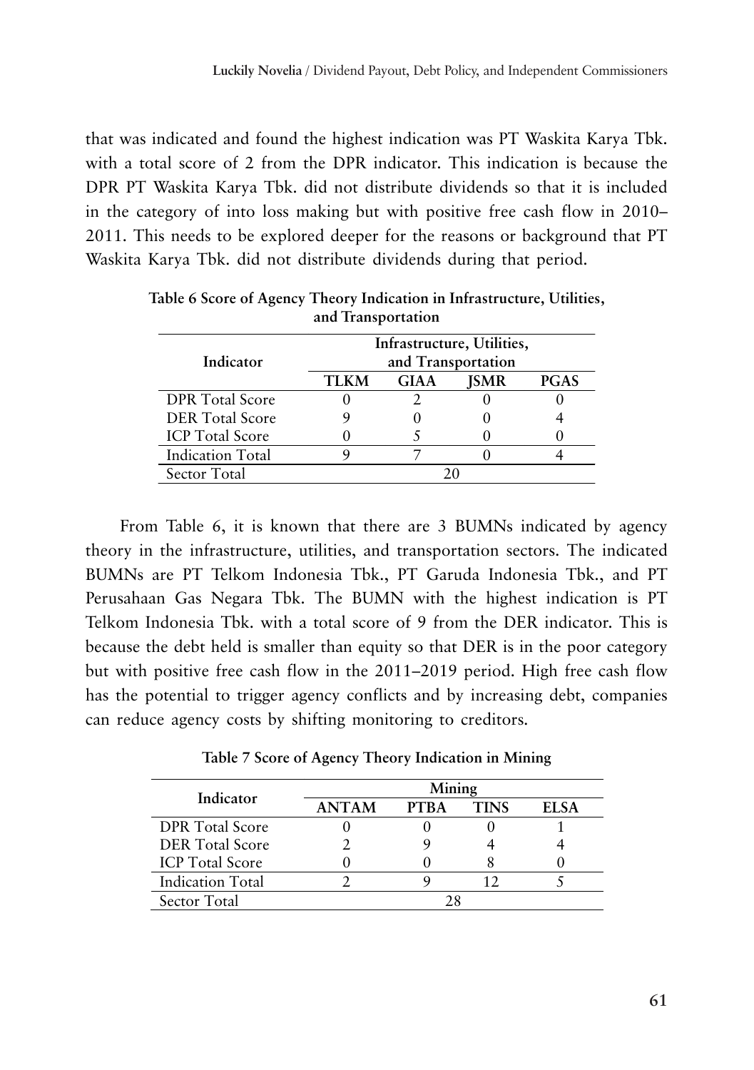that was indicated and found the highest indication was PT Waskita Karya Tbk. with a total score of 2 from the DPR indicator. This indication is because the DPR PT Waskita Karya Tbk. did not distribute dividends so that it is included in the category of into loss making but with positive free cash flow in 2010–2011. This needs to be explored deeper for the reasons or background that PT Waskita Karya Tbk. did not distribute dividends during that period.

**Table 6 Score of Agency Theory Indication in Infrastructure, Utilities, and Transportation**

| Indicator | Infrastructure, Utilities, and Transportation | | | |
|---|---|---|---|---|
| | TLKM | GIAA | JSMR | PGAS |
| DPR Total Score | 0 | 2 | 0 | 0 |
| DER Total Score | 9 | 0 | 0 | 4 |
| ICP Total Score | 0 | 5 | 0 | 0 |
| Indication Total | 9 | 7 | 0 | 4 |
| Sector Total | 20 | | | |

From Table 6, it is known that there are 3 BUMNs indicated by agency theory in the infrastructure, utilities, and transportation sectors. The indicated BUMNs are PT Telkom Indonesia Tbk., PT Garuda Indonesia Tbk., and PT Perusahaan Gas Negara Tbk. The BUMN with the highest indication is PT Telkom Indonesia Tbk. with a total score of 9 from the DER indicator. This is because the debt held is smaller than equity so that DER is in the poor category but with positive free cash flow in the 2011–2019 period. High free cash flow has the potential to trigger agency conflicts and by increasing debt, companies can reduce agency costs by shifting monitoring to creditors.

**Table 7 Score of Agency Theory Indication in Mining**

| Indicator | Mining | | | |
|---|---|---|---|---|
| | ANTAM | PTBA | TINS | ELSA |
| DPR Total Score | 0 | 0 | 0 | 1 |
| DER Total Score | 2 | 9 | 4 | 4 |
| ICP Total Score | 0 | 0 | 8 | 0 |
| Indication Total | 2 | 9 | 12 | 5 |
| Sector Total | 28 | | | |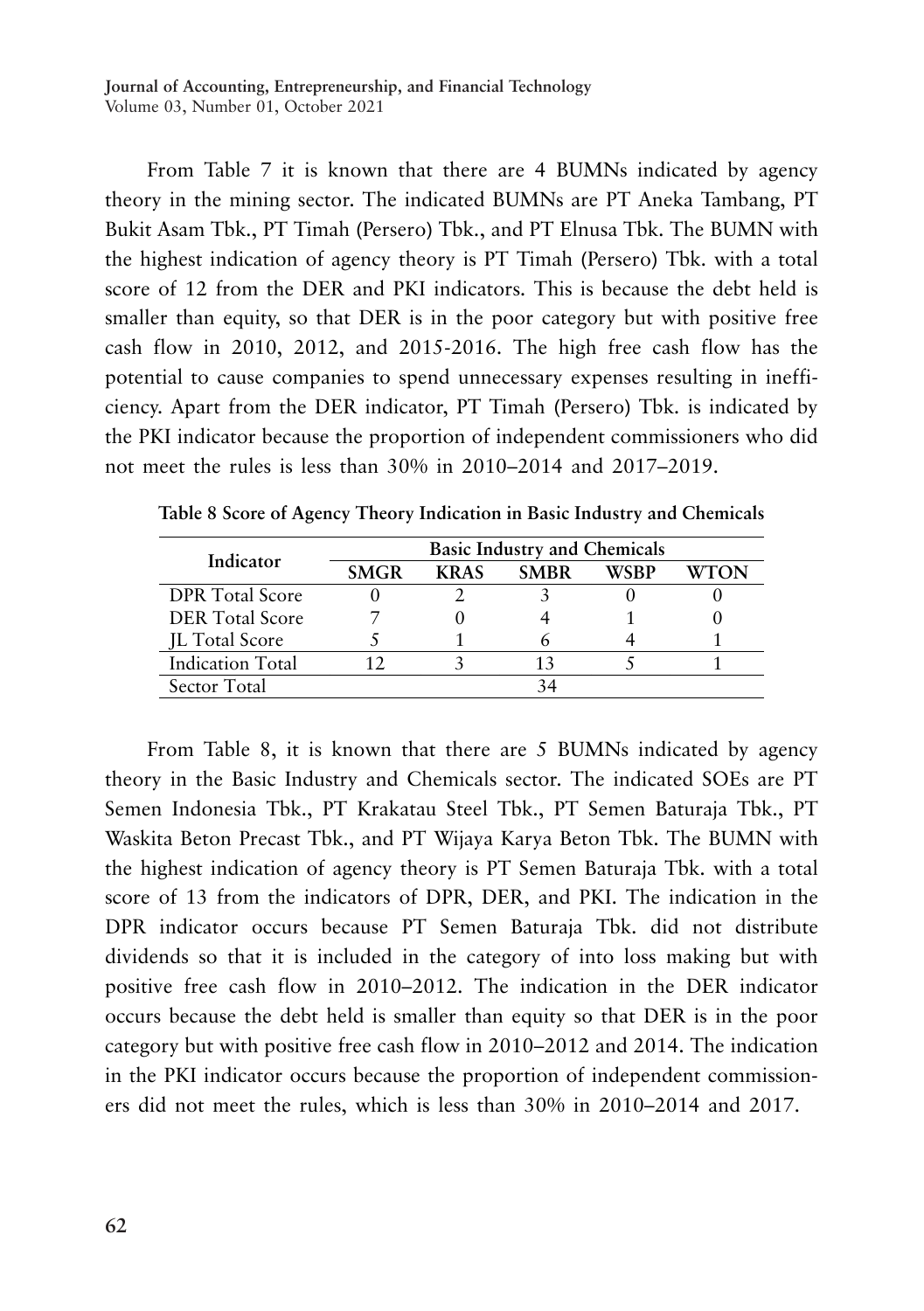From Table 7 it is known that there are 4 BUMNs indicated by agency theory in the mining sector. The indicated BUMNs are PT Aneka Tambang, PT Bukit Asam Tbk., PT Timah (Persero) Tbk., and PT Elnusa Tbk. The BUMN with the highest indication of agency theory is PT Timah (Persero) Tbk. with a total score of 12 from the DER and PKI indicators. This is because the debt held is smaller than equity, so that DER is in the poor category but with positive free cash flow in 2010, 2012, and 2015-2016. The high free cash flow has the potential to cause companies to spend unnecessary expenses resulting in inefficiency. Apart from the DER indicator, PT Timah (Persero) Tbk. is indicated by the PKI indicator because the proportion of independent commissioners who did not meet the rules is less than 30% in 2010–2014 and 2017–2019.

**Table 8 Score of Agency Theory Indication in Basic Industry and Chemicals**

| Indicator | Basic Industry and Chemicals | | | | |
|---|---|---|---|---|---|
| | SMGR | KRAS | SMBR | WSBP | WTON |
| DPR Total Score | 0 | 2 | 3 | 0 | 0 |
| DER Total Score | 7 | 0 | 4 | 1 | 0 |
| JL Total Score | 5 | 1 | 6 | 4 | 1 |
| Indication Total | 12 | 3 | 13 | 5 | 1 |
| Sector Total | 34 | | | | |

From Table 8, it is known that there are 5 BUMNs indicated by agency theory in the Basic Industry and Chemicals sector. The indicated SOEs are PT Semen Indonesia Tbk., PT Krakatau Steel Tbk., PT Semen Baturaja Tbk., PT Waskita Beton Precast Tbk., and PT Wijaya Karya Beton Tbk. The BUMN with the highest indication of agency theory is PT Semen Baturaja Tbk. with a total score of 13 from the indicators of DPR, DER, and PKI. The indication in the DPR indicator occurs because PT Semen Baturaja Tbk. did not distribute dividends so that it is included in the category of into loss making but with positive free cash flow in 2010–2012. The indication in the DER indicator occurs because the debt held is smaller than equity so that DER is in the poor category but with positive free cash flow in 2010–2012 and 2014. The indication in the PKI indicator occurs because the proportion of independent commissioners did not meet the rules, which is less than 30% in 2010–2014 and 2017.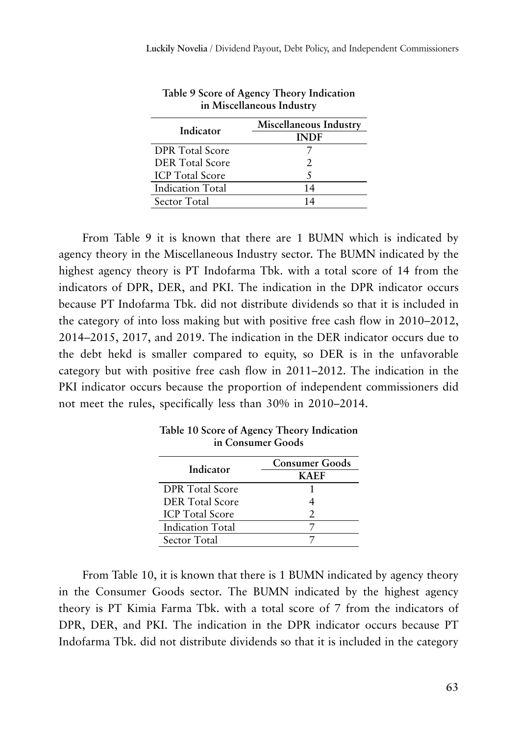**Table 9 Score of Agency Theory Indication in Miscellaneous Industry**

| Indicator | Miscellaneous Industry |
|---|---|
| | INDF |
| DPR Total Score | 7 |
| DER Total Score | 2 |
| ICP Total Score | 5 |
| Indication Total | 14 |
| Sector Total | 14 |

From Table 9 it is known that there are 1 BUMN which is indicated by agency theory in the Miscellaneous Industry sector. The BUMN indicated by the highest agency theory is PT Indofarma Tbk. with a total score of 14 from the indicators of DPR, DER, and PKI. The indication in the DPR indicator occurs because PT Indofarma Tbk. did not distribute dividends so that it is included in the category of into loss making but with positive free cash flow in 2010–2012, 2014–2015, 2017, and 2019. The indication in the DER indicator occurs due to the debt hekd is smaller compared to equity, so DER is in the unfavorable category but with positive free cash flow in 2011–2012. The indication in the PKI indicator occurs because the proportion of independent commissioners did not meet the rules, specifically less than 30% in 2010–2014.

**Table 10 Score of Agency Theory Indication in Consumer Goods**

| Indicator | Consumer Goods |
|---|---|
| | KAEF |
| DPR Total Score | 1 |
| DER Total Score | 4 |
| ICP Total Score | 2 |
| Indication Total | 7 |
| Sector Total | 7 |

From Table 10, it is known that there is 1 BUMN indicated by agency theory in the Consumer Goods sector. The BUMN indicated by the highest agency theory is PT Kimia Farma Tbk. with a total score of 7 from the indicators of DPR, DER, and PKI. The indication in the DPR indicator occurs because PT Indofarma Tbk. did not distribute dividends so that it is included in the category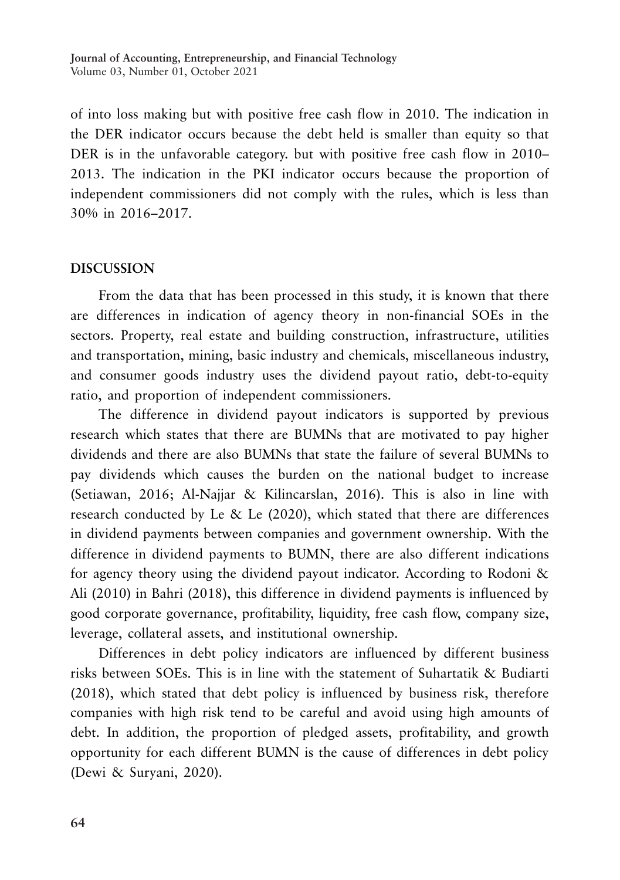of into loss making but with positive free cash flow in 2010. The indication in the DER indicator occurs because the debt held is smaller than equity so that DER is in the unfavorable category. but with positive free cash flow in 2010–2013. The indication in the PKI indicator occurs because the proportion of independent commissioners did not comply with the rules, which is less than 30% in 2016–2017.

## DISCUSSION

From the data that has been processed in this study, it is known that there are differences in indication of agency theory in non-financial SOEs in the sectors. Property, real estate and building construction, infrastructure, utilities and transportation, mining, basic industry and chemicals, miscellaneous industry, and consumer goods industry uses the dividend payout ratio, debt-to-equity ratio, and proportion of independent commissioners.

The difference in dividend payout indicators is supported by previous research which states that there are BUMNs that are motivated to pay higher dividends and there are also BUMNs that state the failure of several BUMNs to pay dividends which causes the burden on the national budget to increase (Setiawan, 2016; Al-Najjar & Kilincarslan, 2016). This is also in line with research conducted by Le & Le (2020), which stated that there are differences in dividend payments between companies and government ownership. With the difference in dividend payments to BUMN, there are also different indications for agency theory using the dividend payout indicator. According to Rodoni & Ali (2010) in Bahri (2018), this difference in dividend payments is influenced by good corporate governance, profitability, liquidity, free cash flow, company size, leverage, collateral assets, and institutional ownership.

Differences in debt policy indicators are influenced by different business risks between SOEs. This is in line with the statement of Suhartatik & Budiarti (2018), which stated that debt policy is influenced by business risk, therefore companies with high risk tend to be careful and avoid using high amounts of debt. In addition, the proportion of pledged assets, profitability, and growth opportunity for each different BUMN is the cause of differences in debt policy (Dewi & Suryani, 2020).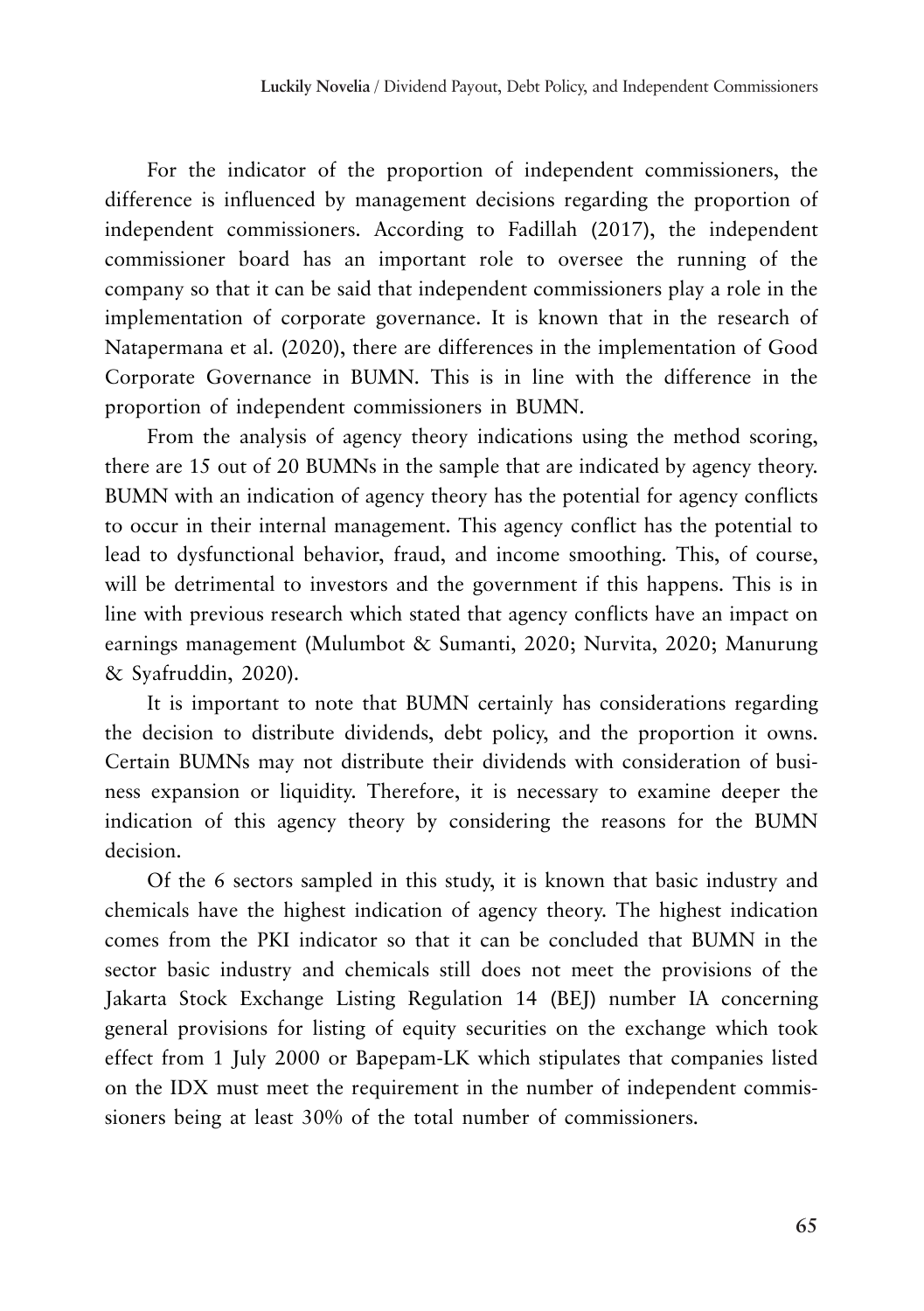For the indicator of the proportion of independent commissioners, the difference is influenced by management decisions regarding the proportion of independent commissioners. According to Fadillah (2017), the independent commissioner board has an important role to oversee the running of the company so that it can be said that independent commissioners play a role in the implementation of corporate governance. It is known that in the research of Natapermana et al. (2020), there are differences in the implementation of Good Corporate Governance in BUMN. This is in line with the difference in the proportion of independent commissioners in BUMN.

From the analysis of agency theory indications using the method scoring, there are 15 out of 20 BUMNs in the sample that are indicated by agency theory. BUMN with an indication of agency theory has the potential for agency conflicts to occur in their internal management. This agency conflict has the potential to lead to dysfunctional behavior, fraud, and income smoothing. This, of course, will be detrimental to investors and the government if this happens. This is in line with previous research which stated that agency conflicts have an impact on earnings management (Mulumbot & Sumanti, 2020; Nurvita, 2020; Manurung & Syafruddin, 2020).

It is important to note that BUMN certainly has considerations regarding the decision to distribute dividends, debt policy, and the proportion it owns. Certain BUMNs may not distribute their dividends with consideration of business expansion or liquidity. Therefore, it is necessary to examine deeper the indication of this agency theory by considering the reasons for the BUMN decision.

Of the 6 sectors sampled in this study, it is known that basic industry and chemicals have the highest indication of agency theory. The highest indication comes from the PKI indicator so that it can be concluded that BUMN in the sector basic industry and chemicals still does not meet the provisions of the Jakarta Stock Exchange Listing Regulation 14 (BEJ) number IA concerning general provisions for listing of equity securities on the exchange which took effect from 1 July 2000 or Bapepam-LK which stipulates that companies listed on the IDX must meet the requirement in the number of independent commissioners being at least 30% of the total number of commissioners.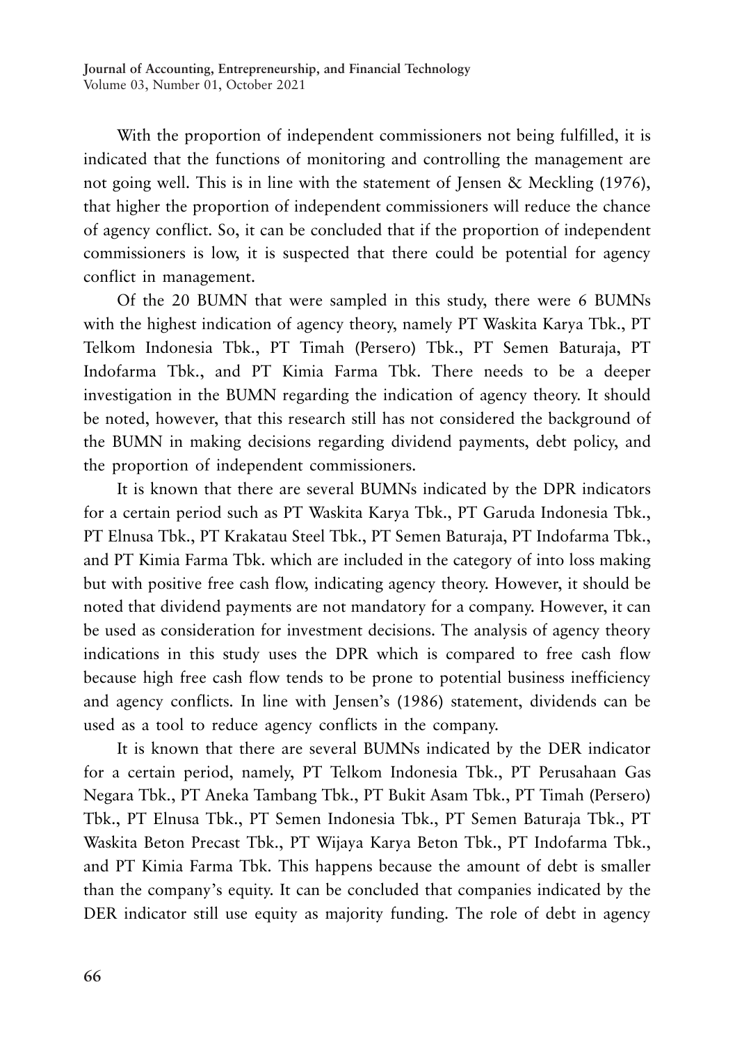With the proportion of independent commissioners not being fulfilled, it is indicated that the functions of monitoring and controlling the management are not going well. This is in line with the statement of Jensen & Meckling (1976), that higher the proportion of independent commissioners will reduce the chance of agency conflict. So, it can be concluded that if the proportion of independent commissioners is low, it is suspected that there could be potential for agency conflict in management.

Of the 20 BUMN that were sampled in this study, there were 6 BUMNs with the highest indication of agency theory, namely PT Waskita Karya Tbk., PT Telkom Indonesia Tbk., PT Timah (Persero) Tbk., PT Semen Baturaja, PT Indofarma Tbk., and PT Kimia Farma Tbk. There needs to be a deeper investigation in the BUMN regarding the indication of agency theory. It should be noted, however, that this research still has not considered the background of the BUMN in making decisions regarding dividend payments, debt policy, and the proportion of independent commissioners.

It is known that there are several BUMNs indicated by the DPR indicators for a certain period such as PT Waskita Karya Tbk., PT Garuda Indonesia Tbk., PT Elnusa Tbk., PT Krakatau Steel Tbk., PT Semen Baturaja, PT Indofarma Tbk., and PT Kimia Farma Tbk. which are included in the category of into loss making but with positive free cash flow, indicating agency theory. However, it should be noted that dividend payments are not mandatory for a company. However, it can be used as consideration for investment decisions. The analysis of agency theory indications in this study uses the DPR which is compared to free cash flow because high free cash flow tends to be prone to potential business inefficiency and agency conflicts. In line with Jensen's (1986) statement, dividends can be used as a tool to reduce agency conflicts in the company.

It is known that there are several BUMNs indicated by the DER indicator for a certain period, namely, PT Telkom Indonesia Tbk., PT Perusahaan Gas Negara Tbk., PT Aneka Tambang Tbk., PT Bukit Asam Tbk., PT Timah (Persero) Tbk., PT Elnusa Tbk., PT Semen Indonesia Tbk., PT Semen Baturaja Tbk., PT Waskita Beton Precast Tbk., PT Wijaya Karya Beton Tbk., PT Indofarma Tbk., and PT Kimia Farma Tbk. This happens because the amount of debt is smaller than the company's equity. It can be concluded that companies indicated by the DER indicator still use equity as majority funding. The role of debt in agency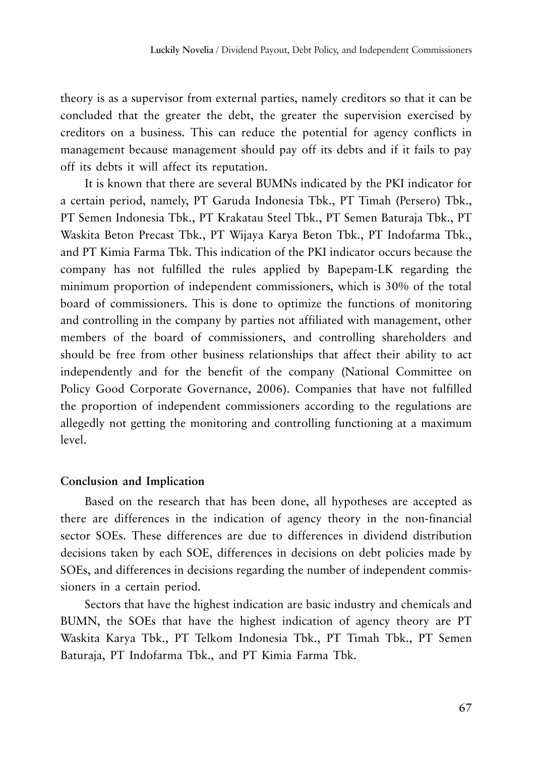theory is as a supervisor from external parties, namely creditors so that it can be concluded that the greater the debt, the greater the supervision exercised by creditors on a business. This can reduce the potential for agency conflicts in management because management should pay off its debts and if it fails to pay off its debts it will affect its reputation.

It is known that there are several BUMNs indicated by the PKI indicator for a certain period, namely, PT Garuda Indonesia Tbk., PT Timah (Persero) Tbk., PT Semen Indonesia Tbk., PT Krakatau Steel Tbk., PT Semen Baturaja Tbk., PT Waskita Beton Precast Tbk., PT Wijaya Karya Beton Tbk., PT Indofarma Tbk., and PT Kimia Farma Tbk. This indication of the PKI indicator occurs because the company has not fulfilled the rules applied by Bapepam-LK regarding the minimum proportion of independent commissioners, which is 30% of the total board of commissioners. This is done to optimize the functions of monitoring and controlling in the company by parties not affiliated with management, other members of the board of commissioners, and controlling shareholders and should be free from other business relationships that affect their ability to act independently and for the benefit of the company (National Committee on Policy Good Corporate Governance, 2006). Companies that have not fulfilled the proportion of independent commissioners according to the regulations are allegedly not getting the monitoring and controlling functioning at a maximum level.

## Conclusion and Implication

Based on the research that has been done, all hypotheses are accepted as there are differences in the indication of agency theory in the non-financial sector SOEs. These differences are due to differences in dividend distribution decisions taken by each SOE, differences in decisions on debt policies made by SOEs, and differences in decisions regarding the number of independent commissioners in a certain period.

Sectors that have the highest indication are basic industry and chemicals and BUMN, the SOEs that have the highest indication of agency theory are PT Waskita Karya Tbk., PT Telkom Indonesia Tbk., PT Timah Tbk., PT Semen Baturaja, PT Indofarma Tbk., and PT Kimia Farma Tbk.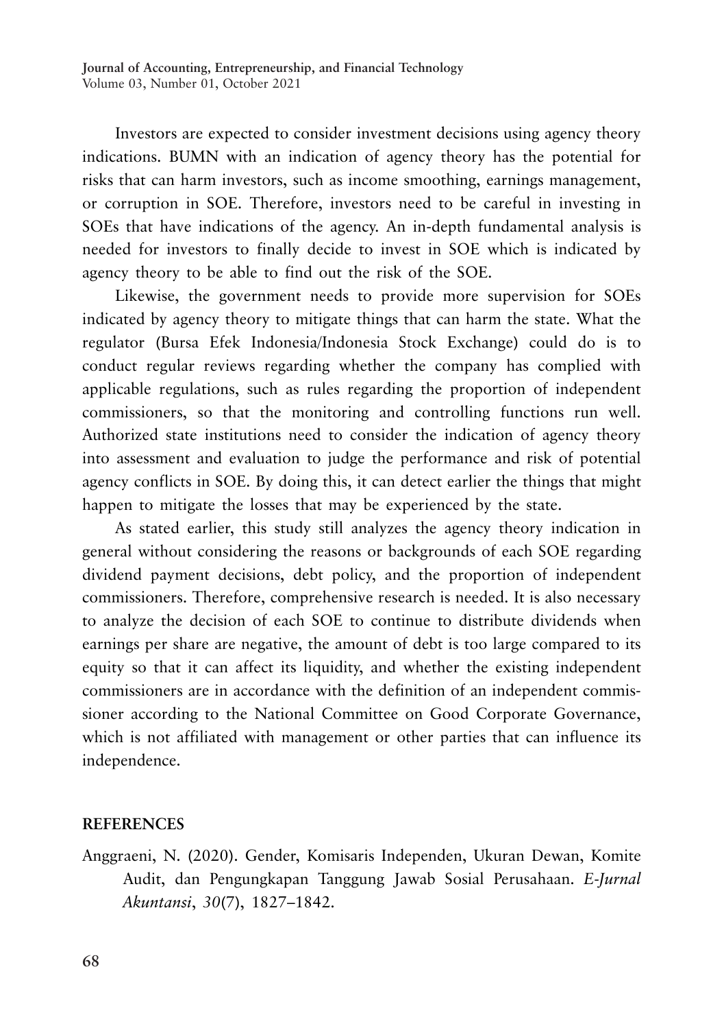Investors are expected to consider investment decisions using agency theory indications. BUMN with an indication of agency theory has the potential for risks that can harm investors, such as income smoothing, earnings management, or corruption in SOE. Therefore, investors need to be careful in investing in SOEs that have indications of the agency. An in-depth fundamental analysis is needed for investors to finally decide to invest in SOE which is indicated by agency theory to be able to find out the risk of the SOE.

Likewise, the government needs to provide more supervision for SOEs indicated by agency theory to mitigate things that can harm the state. What the regulator (Bursa Efek Indonesia/Indonesia Stock Exchange) could do is to conduct regular reviews regarding whether the company has complied with applicable regulations, such as rules regarding the proportion of independent commissioners, so that the monitoring and controlling functions run well. Authorized state institutions need to consider the indication of agency theory into assessment and evaluation to judge the performance and risk of potential agency conflicts in SOE. By doing this, it can detect earlier the things that might happen to mitigate the losses that may be experienced by the state.

As stated earlier, this study still analyzes the agency theory indication in general without considering the reasons or backgrounds of each SOE regarding dividend payment decisions, debt policy, and the proportion of independent commissioners. Therefore, comprehensive research is needed. It is also necessary to analyze the decision of each SOE to continue to distribute dividends when earnings per share are negative, the amount of debt is too large compared to its equity so that it can affect its liquidity, and whether the existing independent commissioners are in accordance with the definition of an independent commissioner according to the National Committee on Good Corporate Governance, which is not affiliated with management or other parties that can influence its independence.

## REFERENCES

Anggraeni, N. (2020). Gender, Komisaris Independen, Ukuran Dewan, Komite Audit, dan Pengungkapan Tanggung Jawab Sosial Perusahaan. *E-Jurnal Akuntansi*, *30*(7), 1827–1842.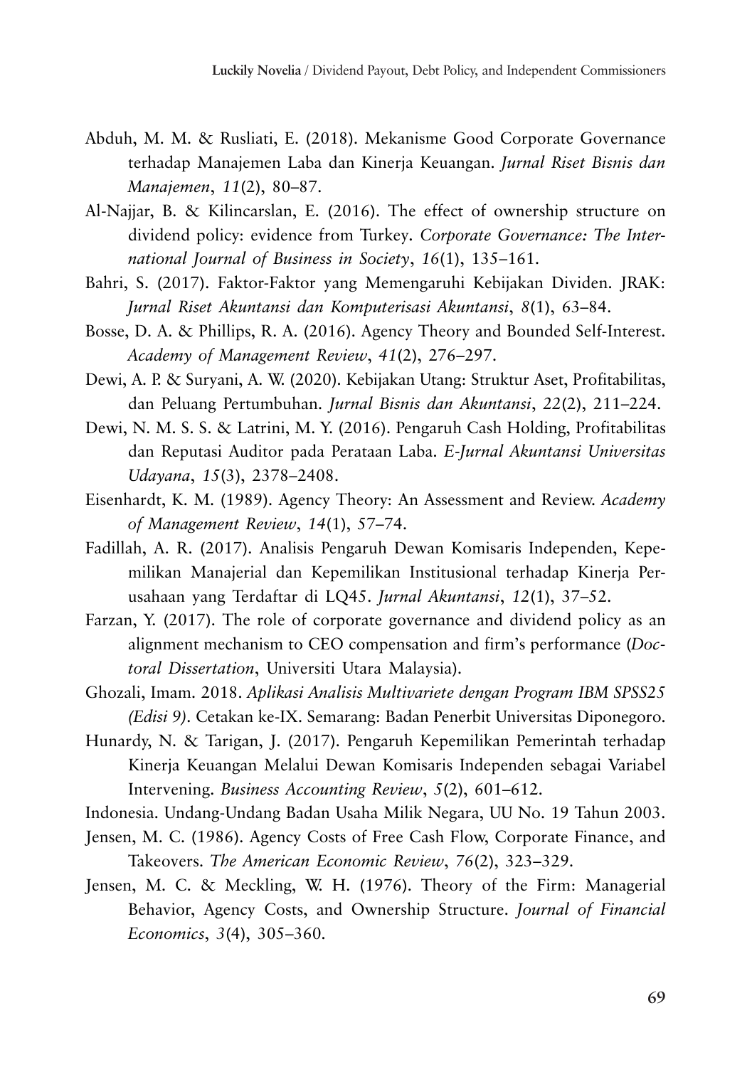Abduh, M. M. & Rusliati, E. (2018). Mekanisme Good Corporate Governance terhadap Manajemen Laba dan Kinerja Keuangan. *Jurnal Riset Bisnis dan Manajemen*, *11*(2), 80–87.

Al-Najjar, B. & Kilincarslan, E. (2016). The effect of ownership structure on dividend policy: evidence from Turkey. *Corporate Governance: The International Journal of Business in Society*, *16*(1), 135–161.

Bahri, S. (2017). Faktor-Faktor yang Memengaruhi Kebijakan Dividen. JRAK: *Jurnal Riset Akuntansi dan Komputerisasi Akuntansi*, *8*(1), 63–84.

Bosse, D. A. & Phillips, R. A. (2016). Agency Theory and Bounded Self-Interest. *Academy of Management Review*, *41*(2), 276–297.

Dewi, A. P. & Suryani, A. W. (2020). Kebijakan Utang: Struktur Aset, Profitabilitas, dan Peluang Pertumbuhan. *Jurnal Bisnis dan Akuntansi*, *22*(2), 211–224.

Dewi, N. M. S. S. & Latrini, M. Y. (2016). Pengaruh Cash Holding, Profitabilitas dan Reputasi Auditor pada Perataan Laba. *E-Jurnal Akuntansi Universitas Udayana*, *15*(3), 2378–2408.

Eisenhardt, K. M. (1989). Agency Theory: An Assessment and Review. *Academy of Management Review*, *14*(1), 57–74.

Fadillah, A. R. (2017). Analisis Pengaruh Dewan Komisaris Independen, Kepemilikan Manajerial dan Kepemilikan Institusional terhadap Kinerja Perusahaan yang Terdaftar di LQ45. *Jurnal Akuntansi*, *12*(1), 37–52.

Farzan, Y. (2017). The role of corporate governance and dividend policy as an alignment mechanism to CEO compensation and firm's performance (*Doctoral Dissertation*, Universiti Utara Malaysia).

Ghozali, Imam. 2018. *Aplikasi Analisis Multivariete dengan Program IBM SPSS25 (Edisi 9)*. Cetakan ke-IX. Semarang: Badan Penerbit Universitas Diponegoro.

Hunardy, N. & Tarigan, J. (2017). Pengaruh Kepemilikan Pemerintah terhadap Kinerja Keuangan Melalui Dewan Komisaris Independen sebagai Variabel Intervening. *Business Accounting Review*, *5*(2), 601–612.

Indonesia. Undang-Undang Badan Usaha Milik Negara, UU No. 19 Tahun 2003.

Jensen, M. C. (1986). Agency Costs of Free Cash Flow, Corporate Finance, and Takeovers. *The American Economic Review*, *76*(2), 323–329.

Jensen, M. C. & Meckling, W. H. (1976). Theory of the Firm: Managerial Behavior, Agency Costs, and Ownership Structure. *Journal of Financial Economics*, *3*(4), 305–360.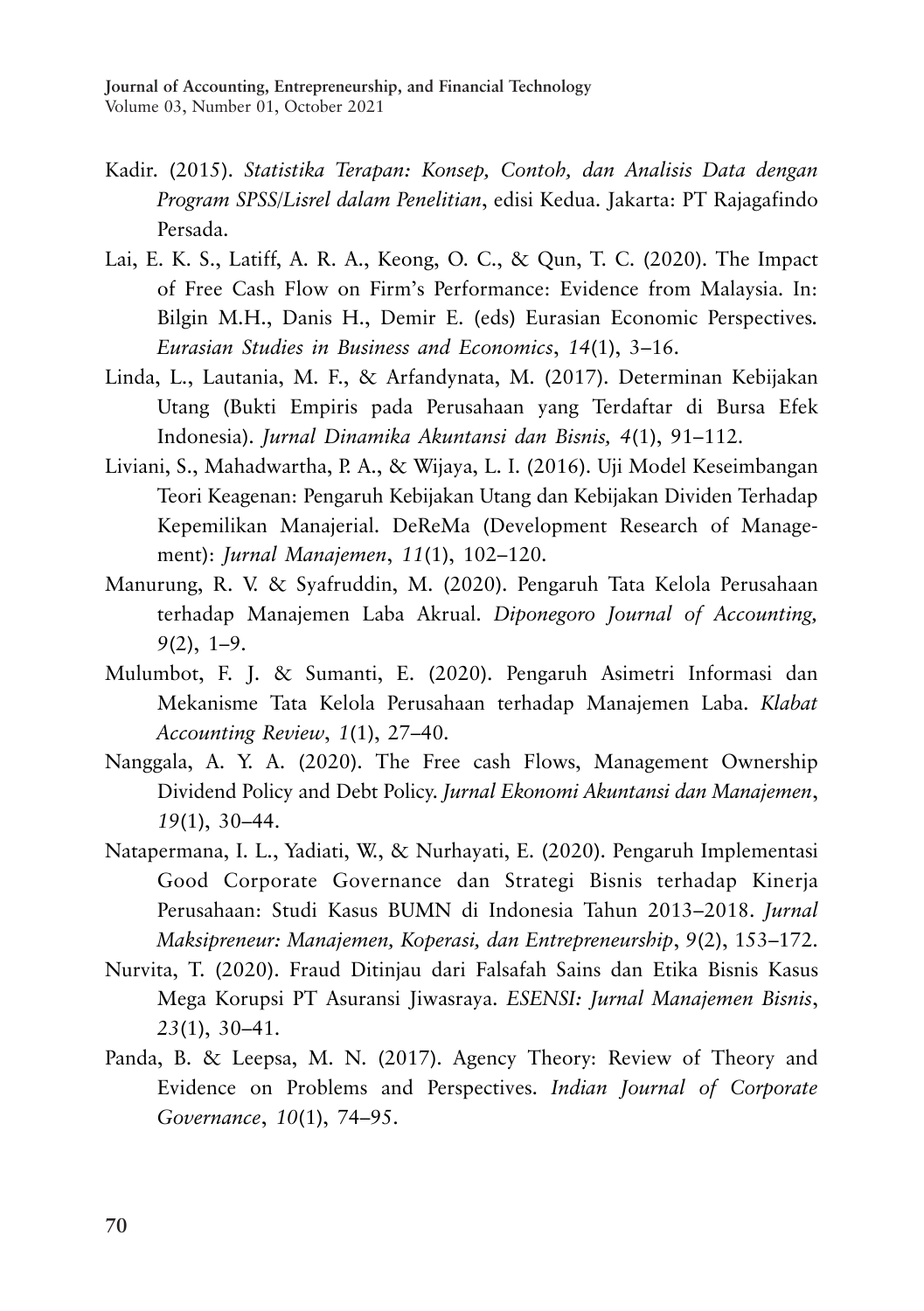Kadir. (2015). *Statistika Terapan: Konsep, Contoh, dan Analisis Data dengan Program SPSS/Lisrel dalam Penelitian*, edisi Kedua. Jakarta: PT Rajagafindo Persada.

Lai, E. K. S., Latiff, A. R. A., Keong, O. C., & Qun, T. C. (2020). The Impact of Free Cash Flow on Firm's Performance: Evidence from Malaysia. In: Bilgin M.H., Danis H., Demir E. (eds) Eurasian Economic Perspectives. *Eurasian Studies in Business and Economics*, *14*(1), 3–16.

Linda, L., Lautania, M. F., & Arfandynata, M. (2017). Determinan Kebijakan Utang (Bukti Empiris pada Perusahaan yang Terdaftar di Bursa Efek Indonesia). *Jurnal Dinamika Akuntansi dan Bisnis, 4*(1), 91–112.

Liviani, S., Mahadwartha, P. A., & Wijaya, L. I. (2016). Uji Model Keseimbangan Teori Keagenan: Pengaruh Kebijakan Utang dan Kebijakan Dividen Terhadap Kepemilikan Manajerial. DeReMa (Development Research of Management): *Jurnal Manajemen*, *11*(1), 102–120.

Manurung, R. V. & Syafruddin, M. (2020). Pengaruh Tata Kelola Perusahaan terhadap Manajemen Laba Akrual. *Diponegoro Journal of Accounting, 9*(2), 1–9.

Mulumbot, F. J. & Sumanti, E. (2020). Pengaruh Asimetri Informasi dan Mekanisme Tata Kelola Perusahaan terhadap Manajemen Laba. *Klabat Accounting Review*, *1*(1), 27–40.

Nanggala, A. Y. A. (2020). The Free cash Flows, Management Ownership Dividend Policy and Debt Policy. *Jurnal Ekonomi Akuntansi dan Manajemen*, *19*(1), 30–44.

Natapermana, I. L., Yadiati, W., & Nurhayati, E. (2020). Pengaruh Implementasi Good Corporate Governance dan Strategi Bisnis terhadap Kinerja Perusahaan: Studi Kasus BUMN di Indonesia Tahun 2013–2018. *Jurnal Maksipreneur: Manajemen, Koperasi, dan Entrepreneurship*, *9*(2), 153–172.

Nurvita, T. (2020). Fraud Ditinjau dari Falsafah Sains dan Etika Bisnis Kasus Mega Korupsi PT Asuransi Jiwasraya. *ESENSI: Jurnal Manajemen Bisnis*, *23*(1), 30–41.

Panda, B. & Leepsa, M. N. (2017). Agency Theory: Review of Theory and Evidence on Problems and Perspectives. *Indian Journal of Corporate Governance*, *10*(1), 74–95.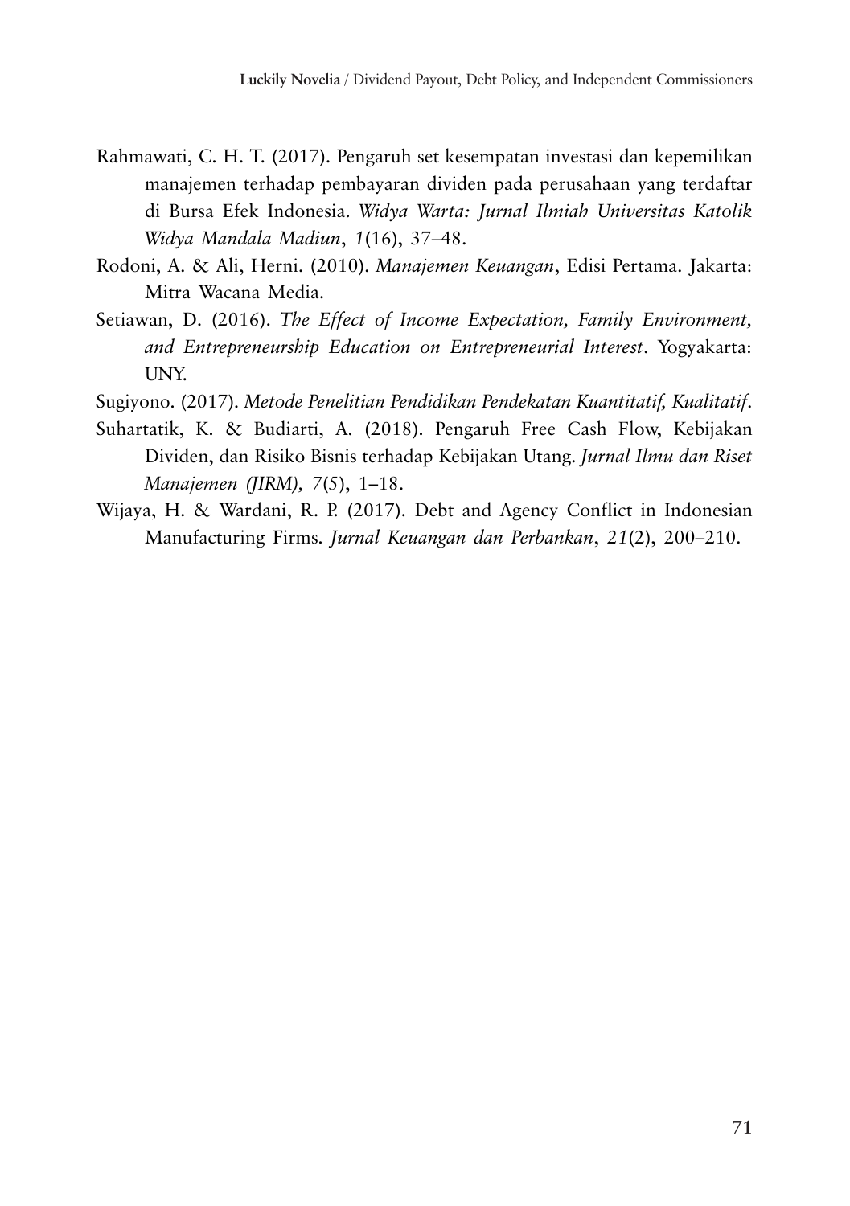Rahmawati, C. H. T. (2017). Pengaruh set kesempatan investasi dan kepemilikan manajemen terhadap pembayaran dividen pada perusahaan yang terdaftar di Bursa Efek Indonesia. *Widya Warta: Jurnal Ilmiah Universitas Katolik Widya Mandala Madiun*, *1*(16), 37–48.

Rodoni, A. & Ali, Herni. (2010). *Manajemen Keuangan*, Edisi Pertama. Jakarta: Mitra Wacana Media.

Setiawan, D. (2016). *The Effect of Income Expectation, Family Environment, and Entrepreneurship Education on Entrepreneurial Interest*. Yogyakarta: UNY.

Sugiyono. (2017). *Metode Penelitian Pendidikan Pendekatan Kuantitatif, Kualitatif*.

Suhartatik, K. & Budiarti, A. (2018). Pengaruh Free Cash Flow, Kebijakan Dividen, dan Risiko Bisnis terhadap Kebijakan Utang. *Jurnal Ilmu dan Riset Manajemen (JIRM), 7*(5), 1–18.

Wijaya, H. & Wardani, R. P. (2017). Debt and Agency Conflict in Indonesian Manufacturing Firms. *Jurnal Keuangan dan Perbankan*, *21*(2), 200–210.